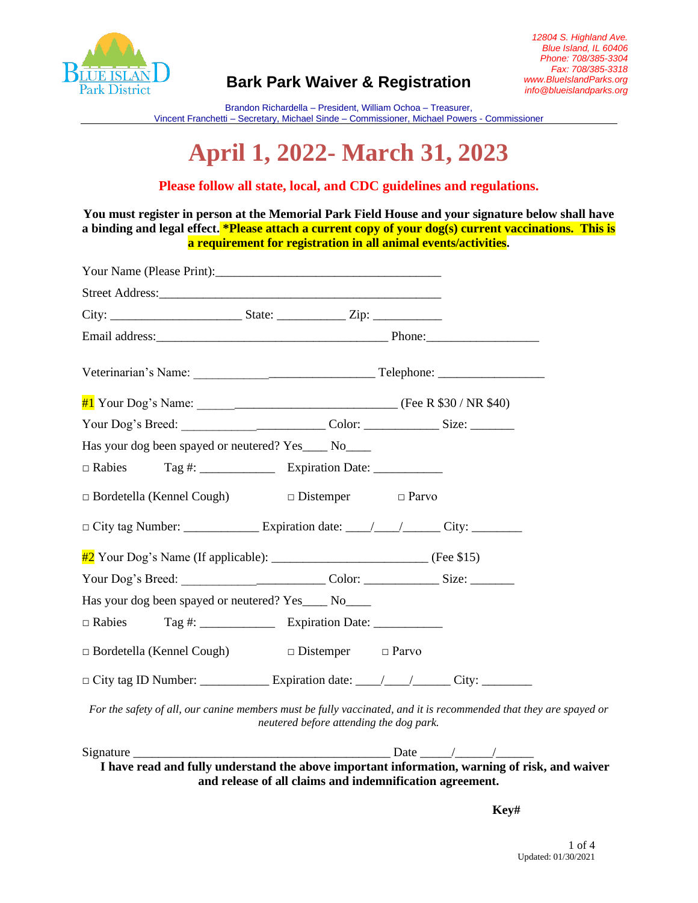Blue Island Park District

# Bark Park Waiver & Registration

12804 S. Highland Ave.
Blue Island, IL 60406
Phone: 708/385-3304
Fax: 708/385-3318
www.BlueIslandParks.org
info@blueislandparks.org

Brandon Richardella – President, William Ochoa – Treasurer,
Vincent Franchetti – Secretary, Michael Sinde – Commissioner, Michael Powers - Commissioner

# April 1, 2022- March 31, 2023

**Please follow all state, local, and CDC guidelines and regulations.**

**You must register in person at the Memorial Park Field House and your signature below shall have a binding and legal effect. *Please attach a current copy of your dog(s) current vaccinations. This is a requirement for registration in all animal events/activities.**

Your Name (Please Print):___________________________________

Street Address:___________________________________________

City: ____________________ State: __________ Zip: __________

Email address:___________________________________ Phone:_________________

Veterinarian's Name: _____________________________ Telephone: ________________

#1 Your Dog's Name: _________________________________ (Fee R $30 / NR $40)

Your Dog's Breed: _______________________ Color: ___________ Size: _______

Has your dog been spayed or neutered? Yes____ No____

□ Rabies Tag #: ___________ Expiration Date: ___________

□ Bordetella (Kennel Cough) □ Distemper □ Parvo

□ City tag Number: ___________ Expiration date: ____/____/______ City: ________

#2 Your Dog's Name (If applicable): ________________________ (Fee $15)

Your Dog's Breed: _______________________ Color: ___________ Size: _______

Has your dog been spayed or neutered? Yes____ No____

□ Rabies Tag #: ___________ Expiration Date: ___________

□ Bordetella (Kennel Cough) □ Distemper □ Parvo

□ City tag ID Number: __________ Expiration date: ____/____/______ City: ________

*For the safety of all, our canine members must be fully vaccinated, and it is recommended that they are spayed or neutered before attending the dog park.*

Signature ________________________________________ Date _____/______/______

**I have read and fully understand the above important information, warning of risk, and waiver and release of all claims and indemnification agreement.**

**Key#**

Updated: 01/30/2021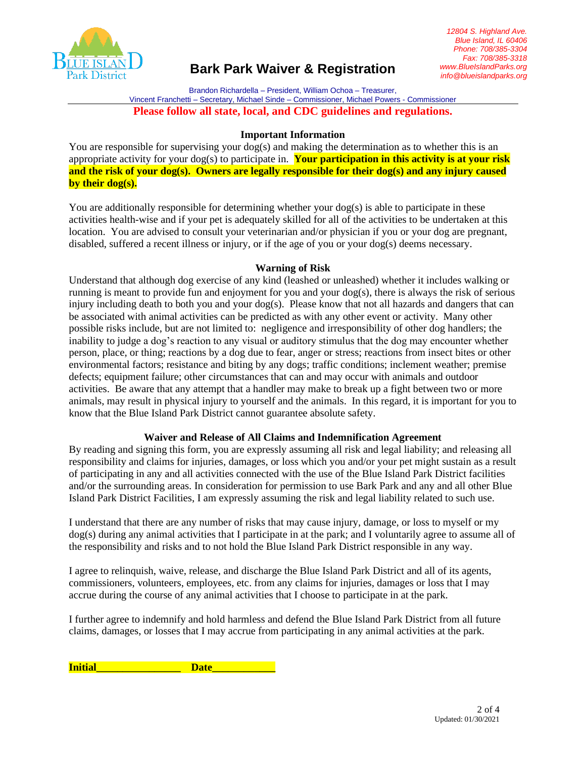# Bark Park Waiver & Registration

12804 S. Highland Ave.
Blue Island, IL 60406
Phone: 708/385-3304
Fax: 708/385-3318
www.BlueIslandParks.org
info@blueislandparks.org

Brandon Richardella – President, William Ochoa – Treasurer,
Vincent Franchetti – Secretary, Michael Sinde – Commissioner, Michael Powers - Commissioner

**Please follow all state, local, and CDC guidelines and regulations.**

### Important Information

You are responsible for supervising your dog(s) and making the determination as to whether this is an appropriate activity for your dog(s) to participate in. **Your participation in this activity is at your risk and the risk of your dog(s). Owners are legally responsible for their dog(s) and any injury caused by their dog(s).**

You are additionally responsible for determining whether your dog(s) is able to participate in these activities health-wise and if your pet is adequately skilled for all of the activities to be undertaken at this location. You are advised to consult your veterinarian and/or physician if you or your dog are pregnant, disabled, suffered a recent illness or injury, or if the age of you or your dog(s) deems necessary.

### Warning of Risk

Understand that although dog exercise of any kind (leashed or unleashed) whether it includes walking or running is meant to provide fun and enjoyment for you and your dog(s), there is always the risk of serious injury including death to both you and your dog(s). Please know that not all hazards and dangers that can be associated with animal activities can be predicted as with any other event or activity. Many other possible risks include, but are not limited to: negligence and irresponsibility of other dog handlers; the inability to judge a dog's reaction to any visual or auditory stimulus that the dog may encounter whether person, place, or thing; reactions by a dog due to fear, anger or stress; reactions from insect bites or other environmental factors; resistance and biting by any dogs; traffic conditions; inclement weather; premise defects; equipment failure; other circumstances that can and may occur with animals and outdoor activities. Be aware that any attempt that a handler may make to break up a fight between two or more animals, may result in physical injury to yourself and the animals. In this regard, it is important for you to know that the Blue Island Park District cannot guarantee absolute safety.

### Waiver and Release of All Claims and Indemnification Agreement

By reading and signing this form, you are expressly assuming all risk and legal liability; and releasing all responsibility and claims for injuries, damages, or loss which you and/or your pet might sustain as a result of participating in any and all activities connected with the use of the Blue Island Park District facilities and/or the surrounding areas. In consideration for permission to use Bark Park and any and all other Blue Island Park District Facilities, I am expressly assuming the risk and legal liability related to such use.

I understand that there are any number of risks that may cause injury, damage, or loss to myself or my dog(s) during any animal activities that I participate in at the park; and I voluntarily agree to assume all of the responsibility and risks and to not hold the Blue Island Park District responsible in any way.

I agree to relinquish, waive, release, and discharge the Blue Island Park District and all of its agents, commissioners, volunteers, employees, etc. from any claims for injuries, damages or loss that I may accrue during the course of any animal activities that I choose to participate in at the park.

I further agree to indemnify and hold harmless and defend the Blue Island Park District from all future claims, damages, or losses that I may accrue from participating in any animal activities at the park.

**Initial\_\_\_\_\_\_\_\_\_\_\_\_\_\_\_\_ Date\_\_\_\_\_\_\_\_\_\_\_\_**

Updated: 01/30/2021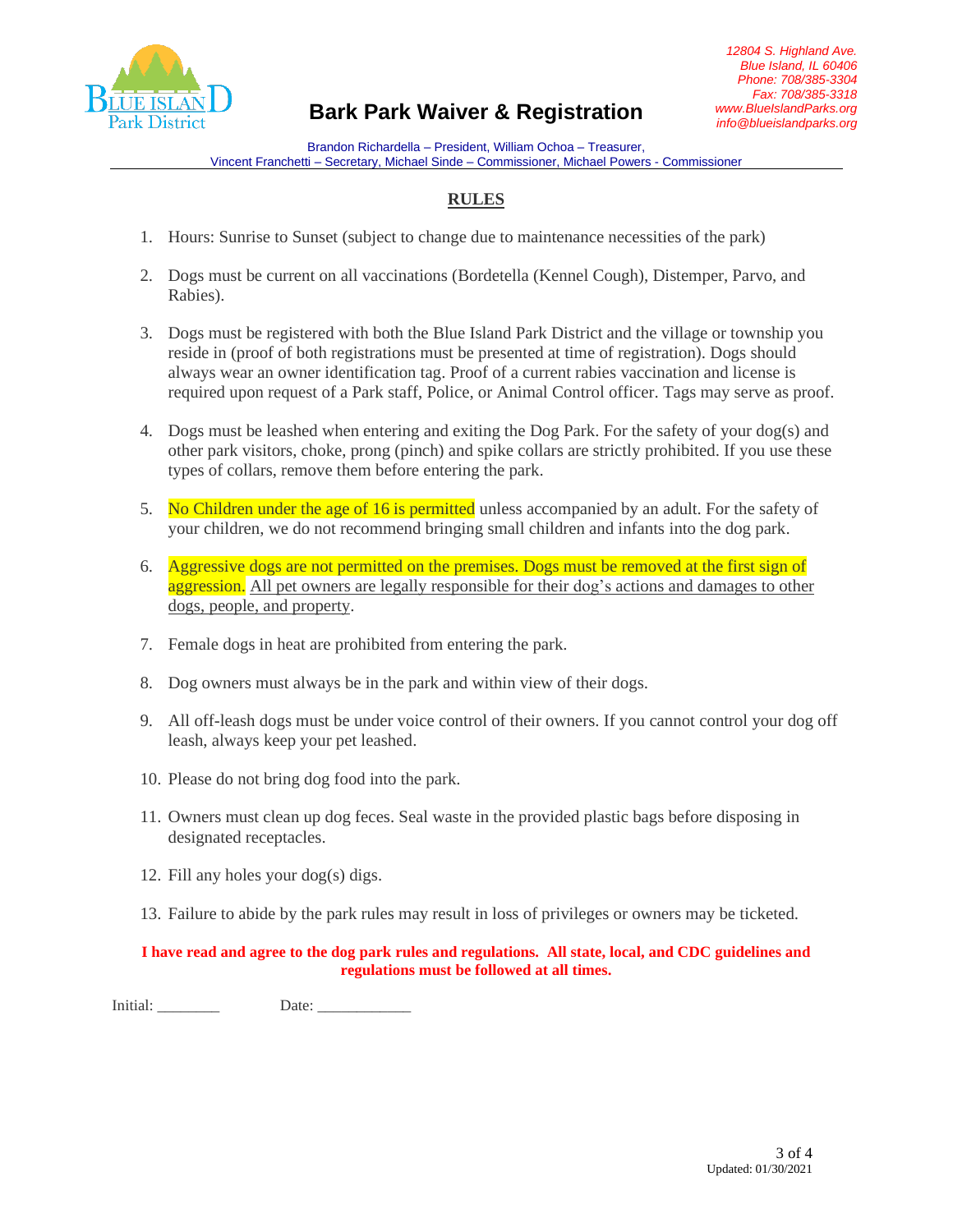Blue Island Park District

12804 S. Highland Ave.
Blue Island, IL 60406
Phone: 708/385-3304
Fax: 708/385-3318
www.BlueIslandParks.org
info@blueislandparks.org

# Bark Park Waiver & Registration

Brandon Richardella – President, William Ochoa – Treasurer,
Vincent Franchetti – Secretary, Michael Sinde – Commissioner, Michael Powers - Commissioner

## RULES

1. Hours: Sunrise to Sunset (subject to change due to maintenance necessities of the park)
2. Dogs must be current on all vaccinations (Bordetella (Kennel Cough), Distemper, Parvo, and Rabies).
3. Dogs must be registered with both the Blue Island Park District and the village or township you reside in (proof of both registrations must be presented at time of registration). Dogs should always wear an owner identification tag. Proof of a current rabies vaccination and license is required upon request of a Park staff, Police, or Animal Control officer. Tags may serve as proof.
4. Dogs must be leashed when entering and exiting the Dog Park. For the safety of your dog(s) and other park visitors, choke, prong (pinch) and spike collars are strictly prohibited. If you use these types of collars, remove them before entering the park.
5. No Children under the age of 16 is permitted unless accompanied by an adult. For the safety of your children, we do not recommend bringing small children and infants into the dog park.
6. Aggressive dogs are not permitted on the premises. Dogs must be removed at the first sign of aggression. All pet owners are legally responsible for their dog's actions and damages to other dogs, people, and property.
7. Female dogs in heat are prohibited from entering the park.
8. Dog owners must always be in the park and within view of their dogs.
9. All off-leash dogs must be under voice control of their owners. If you cannot control your dog off leash, always keep your pet leashed.
10. Please do not bring dog food into the park.
11. Owners must clean up dog feces. Seal waste in the provided plastic bags before disposing in designated receptacles.
12. Fill any holes your dog(s) digs.
13. Failure to abide by the park rules may result in loss of privileges or owners may be ticketed.

**I have read and agree to the dog park rules and regulations. All state, local, and CDC guidelines and regulations must be followed at all times.**

Initial: ________ Date: ____________

Updated: 01/30/2021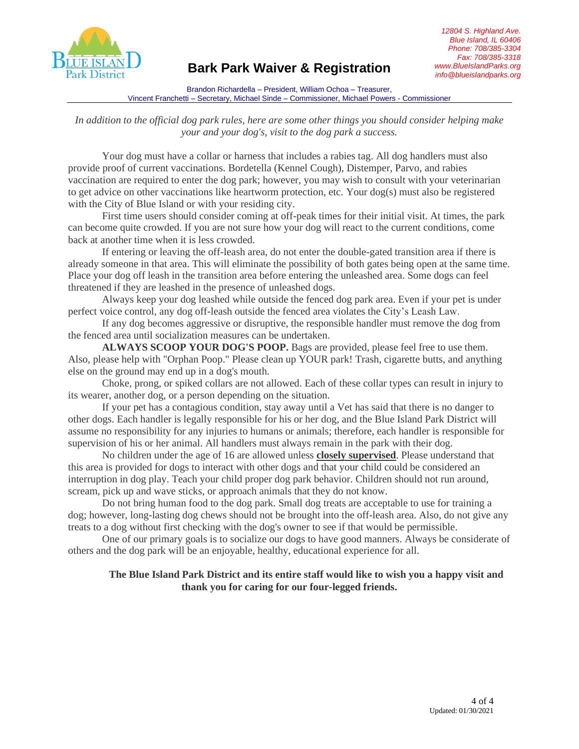# Bark Park Waiver & Registration

12804 S. Highland Ave.
Blue Island, IL 60406
Phone: 708/385-3304
Fax: 708/385-3318
www.BlueIslandParks.org
info@blueislandparks.org

Brandon Richardella – President, William Ochoa – Treasurer,
Vincent Franchetti – Secretary, Michael Sinde – Commissioner, Michael Powers - Commissioner

*In addition to the official dog park rules, here are some other things you should consider helping make your and your dog's, visit to the dog park a success.*

Your dog must have a collar or harness that includes a rabies tag. All dog handlers must also provide proof of current vaccinations. Bordetella (Kennel Cough), Distemper, Parvo, and rabies vaccination are required to enter the dog park; however, you may wish to consult with your veterinarian to get advice on other vaccinations like heartworm protection, etc. Your dog(s) must also be registered with the City of Blue Island or with your residing city.

First time users should consider coming at off-peak times for their initial visit. At times, the park can become quite crowded. If you are not sure how your dog will react to the current conditions, come back at another time when it is less crowded.

If entering or leaving the off-leash area, do not enter the double-gated transition area if there is already someone in that area. This will eliminate the possibility of both gates being open at the same time. Place your dog off leash in the transition area before entering the unleashed area. Some dogs can feel threatened if they are leashed in the presence of unleashed dogs.

Always keep your dog leashed while outside the fenced dog park area. Even if your pet is under perfect voice control, any dog off-leash outside the fenced area violates the City's Leash Law.

If any dog becomes aggressive or disruptive, the responsible handler must remove the dog from the fenced area until socialization measures can be undertaken.

**ALWAYS SCOOP YOUR DOG'S POOP.** Bags are provided, please feel free to use them. Also, please help with "Orphan Poop." Please clean up YOUR park! Trash, cigarette butts, and anything else on the ground may end up in a dog's mouth.

Choke, prong, or spiked collars are not allowed. Each of these collar types can result in injury to its wearer, another dog, or a person depending on the situation.

If your pet has a contagious condition, stay away until a Vet has said that there is no danger to other dogs. Each handler is legally responsible for his or her dog, and the Blue Island Park District will assume no responsibility for any injuries to humans or animals; therefore, each handler is responsible for supervision of his or her animal. All handlers must always remain in the park with their dog.

No children under the age of 16 are allowed unless **closely supervised**. Please understand that this area is provided for dogs to interact with other dogs and that your child could be considered an interruption in dog play. Teach your child proper dog park behavior. Children should not run around, scream, pick up and wave sticks, or approach animals that they do not know.

Do not bring human food to the dog park. Small dog treats are acceptable to use for training a dog; however, long-lasting dog chews should not be brought into the off-leash area. Also, do not give any treats to a dog without first checking with the dog's owner to see if that would be permissible.

One of our primary goals is to socialize our dogs to have good manners. Always be considerate of others and the dog park will be an enjoyable, healthy, educational experience for all.

**The Blue Island Park District and its entire staff would like to wish you a happy visit and thank you for caring for our four-legged friends.**

Updated: 01/30/2021